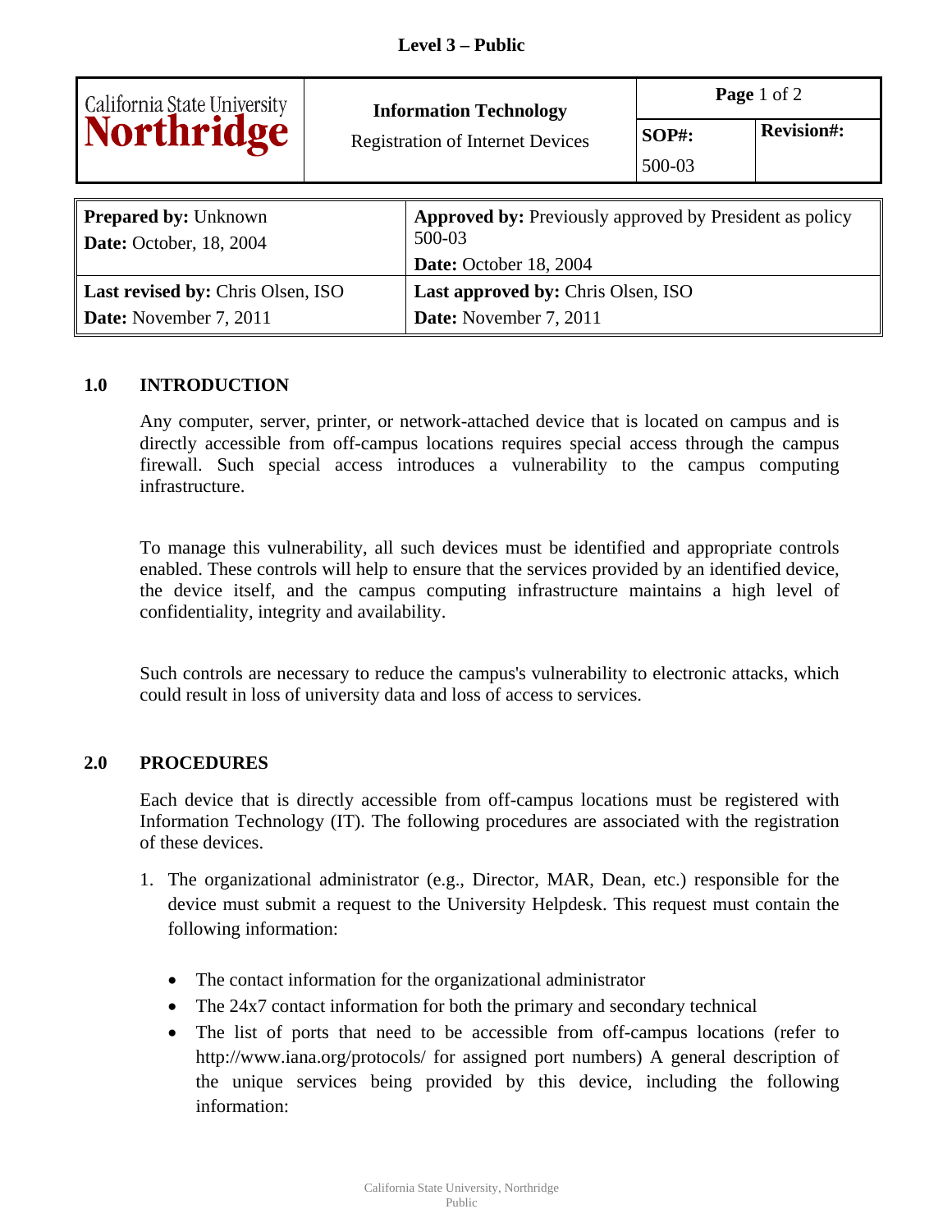**Level 3 – Public**

| California State University Northridge | **Information Technology** Registration of Internet Devices | **Page** 1 of 2 | |
|---|---|---|---|
| | | **SOP#:** 500-03 | **Revision#:** |

| | |
|---|---|
| **Prepared by:** Unknown **Date:** October, 18, 2004 | **Approved by:** Previously approved by President as policy 500-03 **Date:** October 18, 2004 |
| **Last revised by:** Chris Olsen, ISO **Date:** November 7, 2011 | **Last approved by:** Chris Olsen, ISO **Date:** November 7, 2011 |

## 1.0 INTRODUCTION

Any computer, server, printer, or network-attached device that is located on campus and is directly accessible from off-campus locations requires special access through the campus firewall. Such special access introduces a vulnerability to the campus computing infrastructure.

To manage this vulnerability, all such devices must be identified and appropriate controls enabled. These controls will help to ensure that the services provided by an identified device, the device itself, and the campus computing infrastructure maintains a high level of confidentiality, integrity and availability.

Such controls are necessary to reduce the campus's vulnerability to electronic attacks, which could result in loss of university data and loss of access to services.

## 2.0 PROCEDURES

Each device that is directly accessible from off-campus locations must be registered with Information Technology (IT). The following procedures are associated with the registration of these devices.

1. The organizational administrator (e.g., Director, MAR, Dean, etc.) responsible for the device must submit a request to the University Helpdesk. This request must contain the following information:

   - The contact information for the organizational administrator
   - The 24x7 contact information for both the primary and secondary technical
   - The list of ports that need to be accessible from off-campus locations (refer to http://www.iana.org/protocols/ for assigned port numbers) A general description of the unique services being provided by this device, including the following information: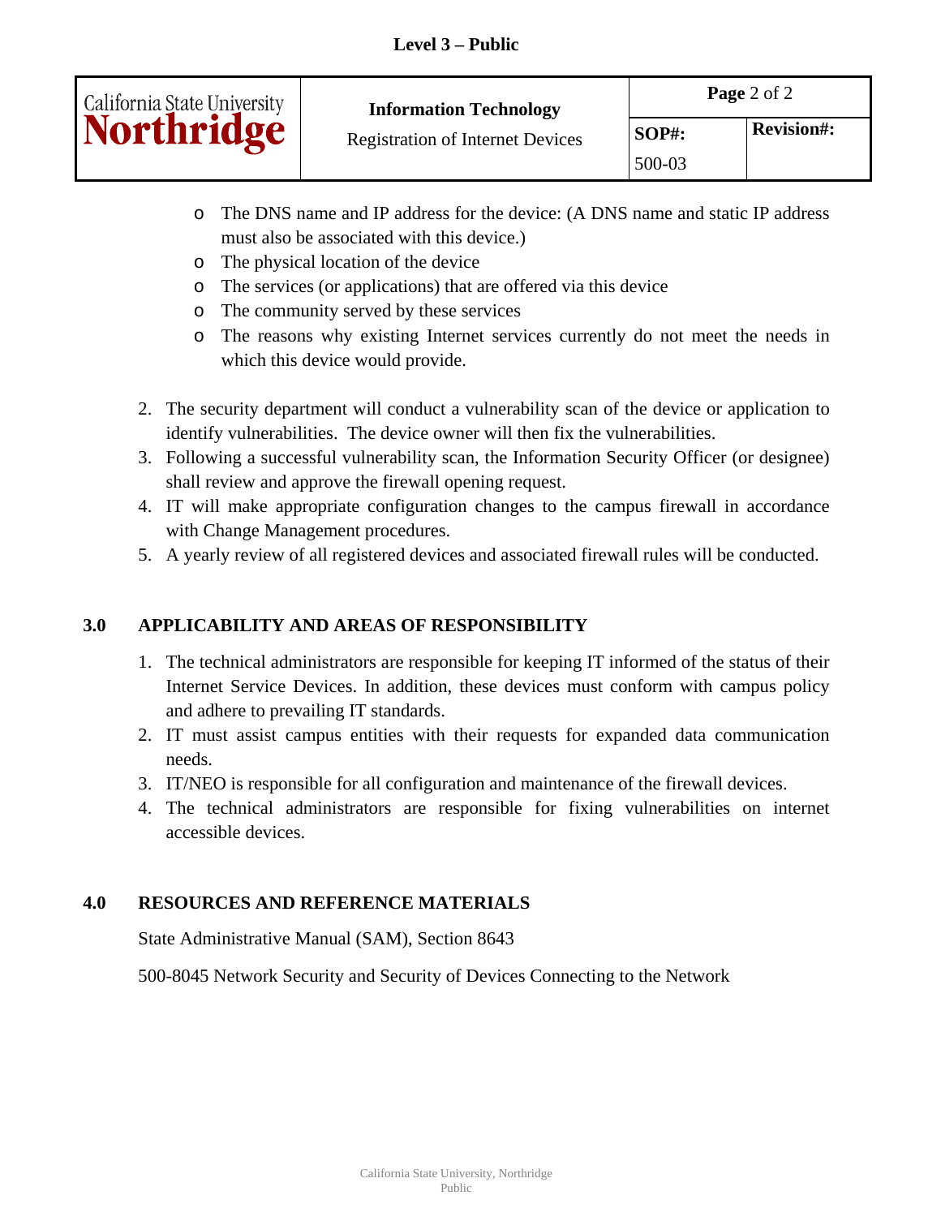- The DNS name and IP address for the device: (A DNS name and static IP address must also be associated with this device.)
- The physical location of the device
- The services (or applications) that are offered via this device
- The community served by these services
- The reasons why existing Internet services currently do not meet the needs in which this device would provide.

2. The security department will conduct a vulnerability scan of the device or application to identify vulnerabilities. The device owner will then fix the vulnerabilities.
3. Following a successful vulnerability scan, the Information Security Officer (or designee) shall review and approve the firewall opening request.
4. IT will make appropriate configuration changes to the campus firewall in accordance with Change Management procedures.
5. A yearly review of all registered devices and associated firewall rules will be conducted.

## 3.0 APPLICABILITY AND AREAS OF RESPONSIBILITY

1. The technical administrators are responsible for keeping IT informed of the status of their Internet Service Devices. In addition, these devices must conform with campus policy and adhere to prevailing IT standards.
2. IT must assist campus entities with their requests for expanded data communication needs.
3. IT/NEO is responsible for all configuration and maintenance of the firewall devices.
4. The technical administrators are responsible for fixing vulnerabilities on internet accessible devices.

## 4.0 RESOURCES AND REFERENCE MATERIALS

State Administrative Manual (SAM), Section 8643

500-8045 Network Security and Security of Devices Connecting to the Network